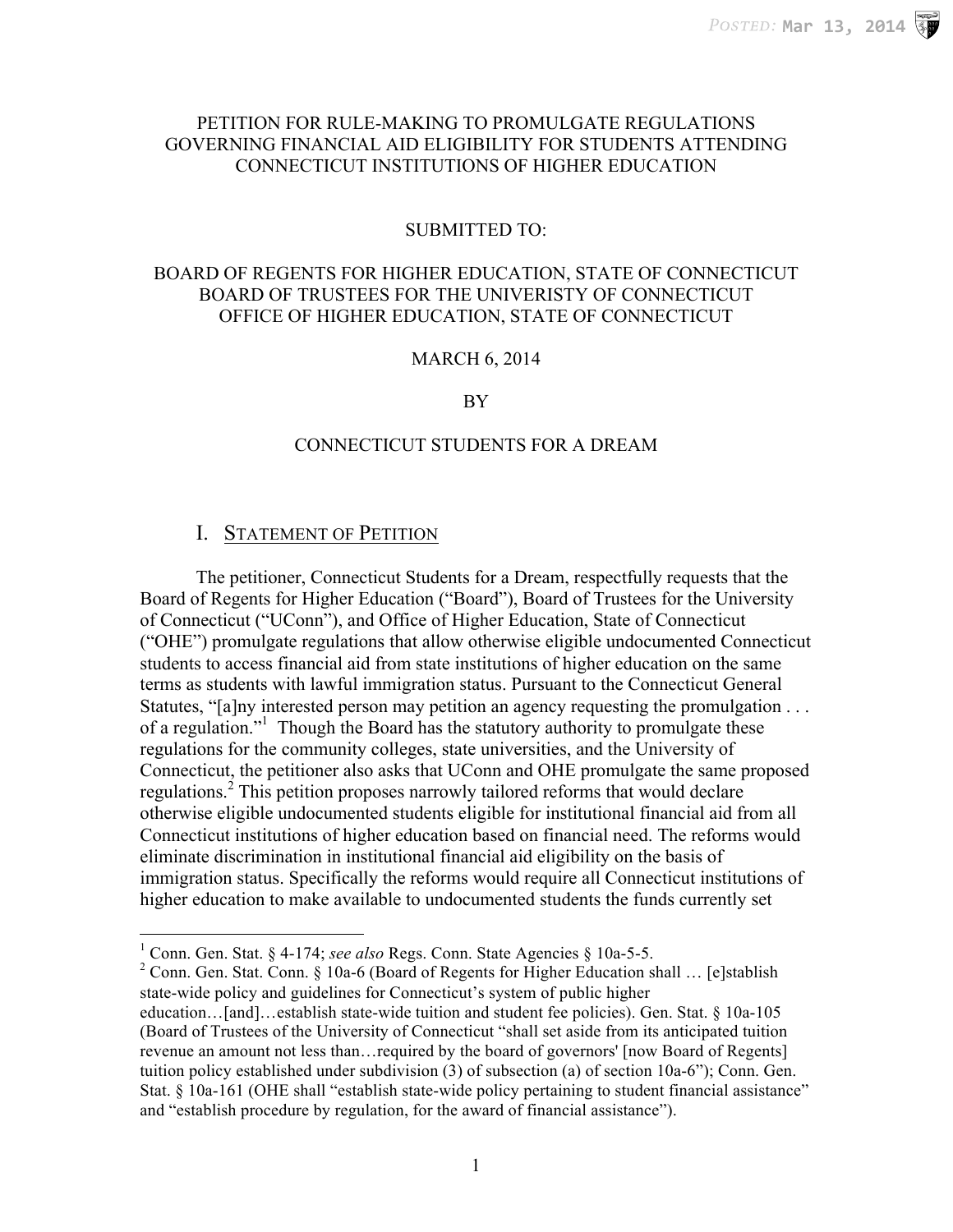PETITION FOR RULE-MAKING TO PROMULGATE REGULATIONS GOVERNING FINANCIAL AID ELIGIBILITY FOR STUDENTS ATTENDING CONNECTICUT INSTITUTIONS OF HIGHER EDUCATION

SUBMITTED TO:

BOARD OF REGENTS FOR HIGHER EDUCATION, STATE OF CONNECTICUT
BOARD OF TRUSTEES FOR THE UNIVERISTY OF CONNECTICUT
OFFICE OF HIGHER EDUCATION, STATE OF CONNECTICUT

MARCH 6, 2014

BY

CONNECTICUT STUDENTS FOR A DREAM

## I. STATEMENT OF PETITION

The petitioner, Connecticut Students for a Dream, respectfully requests that the Board of Regents for Higher Education ("Board"), Board of Trustees for the University of Connecticut ("UConn"), and Office of Higher Education, State of Connecticut ("OHE") promulgate regulations that allow otherwise eligible undocumented Connecticut students to access financial aid from state institutions of higher education on the same terms as students with lawful immigration status. Pursuant to the Connecticut General Statutes, "[a]ny interested person may petition an agency requesting the promulgation . . . of a regulation."[1] Though the Board has the statutory authority to promulgate these regulations for the community colleges, state universities, and the University of Connecticut, the petitioner also asks that UConn and OHE promulgate the same proposed regulations.[2] This petition proposes narrowly tailored reforms that would declare otherwise eligible undocumented students eligible for institutional financial aid from all Connecticut institutions of higher education based on financial need. The reforms would eliminate discrimination in institutional financial aid eligibility on the basis of immigration status. Specifically the reforms would require all Connecticut institutions of higher education to make available to undocumented students the funds currently set

---

[1] Conn. Gen. Stat. § 4-174; *see also* Regs. Conn. State Agencies § 10a-5-5.

[2] Conn. Gen. Stat. Conn. § 10a-6 (Board of Regents for Higher Education shall … [e]stablish state-wide policy and guidelines for Connecticut's system of public higher education…[and]…establish state-wide tuition and student fee policies). Gen. Stat. § 10a-105 (Board of Trustees of the University of Connecticut "shall set aside from its anticipated tuition revenue an amount not less than…required by the board of governors' [now Board of Regents] tuition policy established under subdivision (3) of subsection (a) of section 10a-6"); Conn. Gen. Stat. § 10a-161 (OHE shall "establish state-wide policy pertaining to student financial assistance" and "establish procedure by regulation, for the award of financial assistance").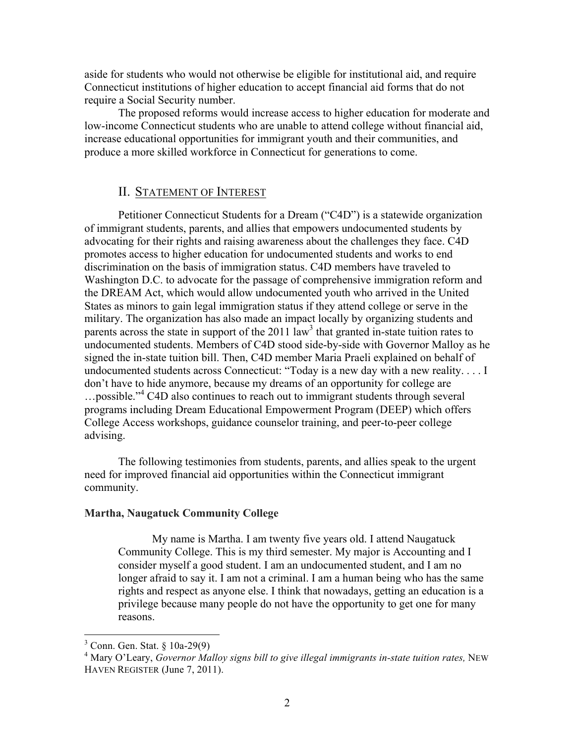aside for students who would not otherwise be eligible for institutional aid, and require Connecticut institutions of higher education to accept financial aid forms that do not require a Social Security number.

The proposed reforms would increase access to higher education for moderate and low-income Connecticut students who are unable to attend college without financial aid, increase educational opportunities for immigrant youth and their communities, and produce a more skilled workforce in Connecticut for generations to come.

## II. STATEMENT OF INTEREST

Petitioner Connecticut Students for a Dream ("C4D") is a statewide organization of immigrant students, parents, and allies that empowers undocumented students by advocating for their rights and raising awareness about the challenges they face. C4D promotes access to higher education for undocumented students and works to end discrimination on the basis of immigration status. C4D members have traveled to Washington D.C. to advocate for the passage of comprehensive immigration reform and the DREAM Act, which would allow undocumented youth who arrived in the United States as minors to gain legal immigration status if they attend college or serve in the military. The organization has also made an impact locally by organizing students and parents across the state in support of the 2011 law[3] that granted in-state tuition rates to undocumented students. Members of C4D stood side-by-side with Governor Malloy as he signed the in-state tuition bill. Then, C4D member Maria Praeli explained on behalf of undocumented students across Connecticut: "Today is a new day with a new reality. . . . I don't have to hide anymore, because my dreams of an opportunity for college are …possible."[4] C4D also continues to reach out to immigrant students through several programs including Dream Educational Empowerment Program (DEEP) which offers College Access workshops, guidance counselor training, and peer-to-peer college advising.

The following testimonies from students, parents, and allies speak to the urgent need for improved financial aid opportunities within the Connecticut immigrant community.

**Martha, Naugatuck Community College**

> My name is Martha. I am twenty five years old. I attend Naugatuck Community College. This is my third semester. My major is Accounting and I consider myself a good student. I am an undocumented student, and I am no longer afraid to say it. I am not a criminal. I am a human being who has the same rights and respect as anyone else. I think that nowadays, getting an education is a privilege because many people do not have the opportunity to get one for many reasons.

---

[3] Conn. Gen. Stat. § 10a-29(9)

[4] Mary O'Leary, *Governor Malloy signs bill to give illegal immigrants in-state tuition rates,* NEW HAVEN REGISTER (June 7, 2011).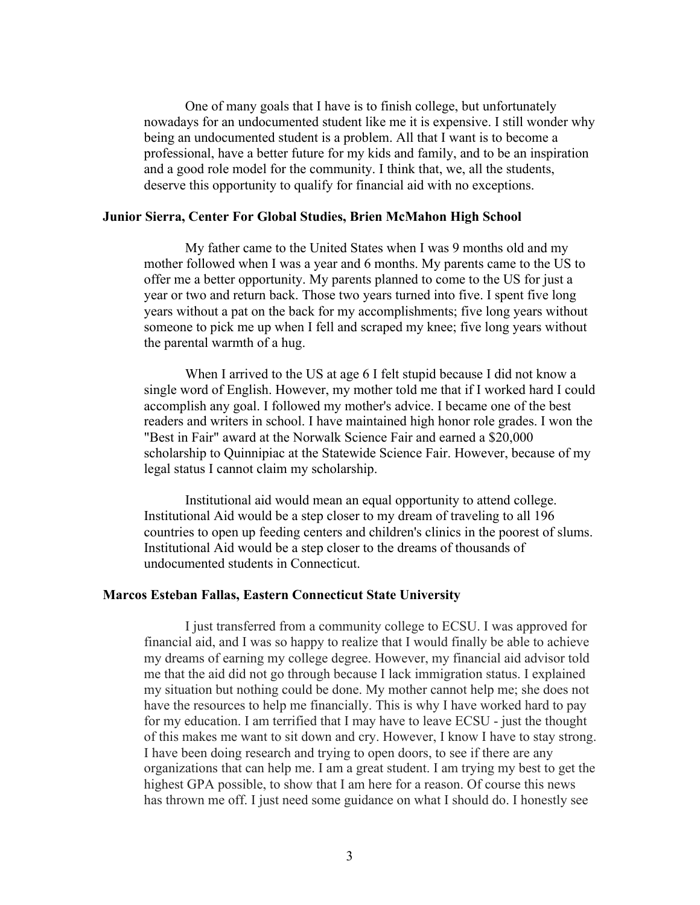One of many goals that I have is to finish college, but unfortunately nowadays for an undocumented student like me it is expensive. I still wonder why being an undocumented student is a problem. All that I want is to become a professional, have a better future for my kids and family, and to be an inspiration and a good role model for the community. I think that, we, all the students, deserve this opportunity to qualify for financial aid with no exceptions.

**Junior Sierra, Center For Global Studies, Brien McMahon High School**

My father came to the United States when I was 9 months old and my mother followed when I was a year and 6 months. My parents came to the US to offer me a better opportunity. My parents planned to come to the US for just a year or two and return back. Those two years turned into five. I spent five long years without a pat on the back for my accomplishments; five long years without someone to pick me up when I fell and scraped my knee; five long years without the parental warmth of a hug.

When I arrived to the US at age 6 I felt stupid because I did not know a single word of English. However, my mother told me that if I worked hard I could accomplish any goal. I followed my mother's advice. I became one of the best readers and writers in school. I have maintained high honor role grades. I won the "Best in Fair" award at the Norwalk Science Fair and earned a $20,000 scholarship to Quinnipiac at the Statewide Science Fair. However, because of my legal status I cannot claim my scholarship.

Institutional aid would mean an equal opportunity to attend college. Institutional Aid would be a step closer to my dream of traveling to all 196 countries to open up feeding centers and children's clinics in the poorest of slums. Institutional Aid would be a step closer to the dreams of thousands of undocumented students in Connecticut.

**Marcos Esteban Fallas, Eastern Connecticut State University**

I just transferred from a community college to ECSU. I was approved for financial aid, and I was so happy to realize that I would finally be able to achieve my dreams of earning my college degree. However, my financial aid advisor told me that the aid did not go through because I lack immigration status. I explained my situation but nothing could be done. My mother cannot help me; she does not have the resources to help me financially. This is why I have worked hard to pay for my education. I am terrified that I may have to leave ECSU - just the thought of this makes me want to sit down and cry. However, I know I have to stay strong. I have been doing research and trying to open doors, to see if there are any organizations that can help me. I am a great student. I am trying my best to get the highest GPA possible, to show that I am here for a reason. Of course this news has thrown me off. I just need some guidance on what I should do. I honestly see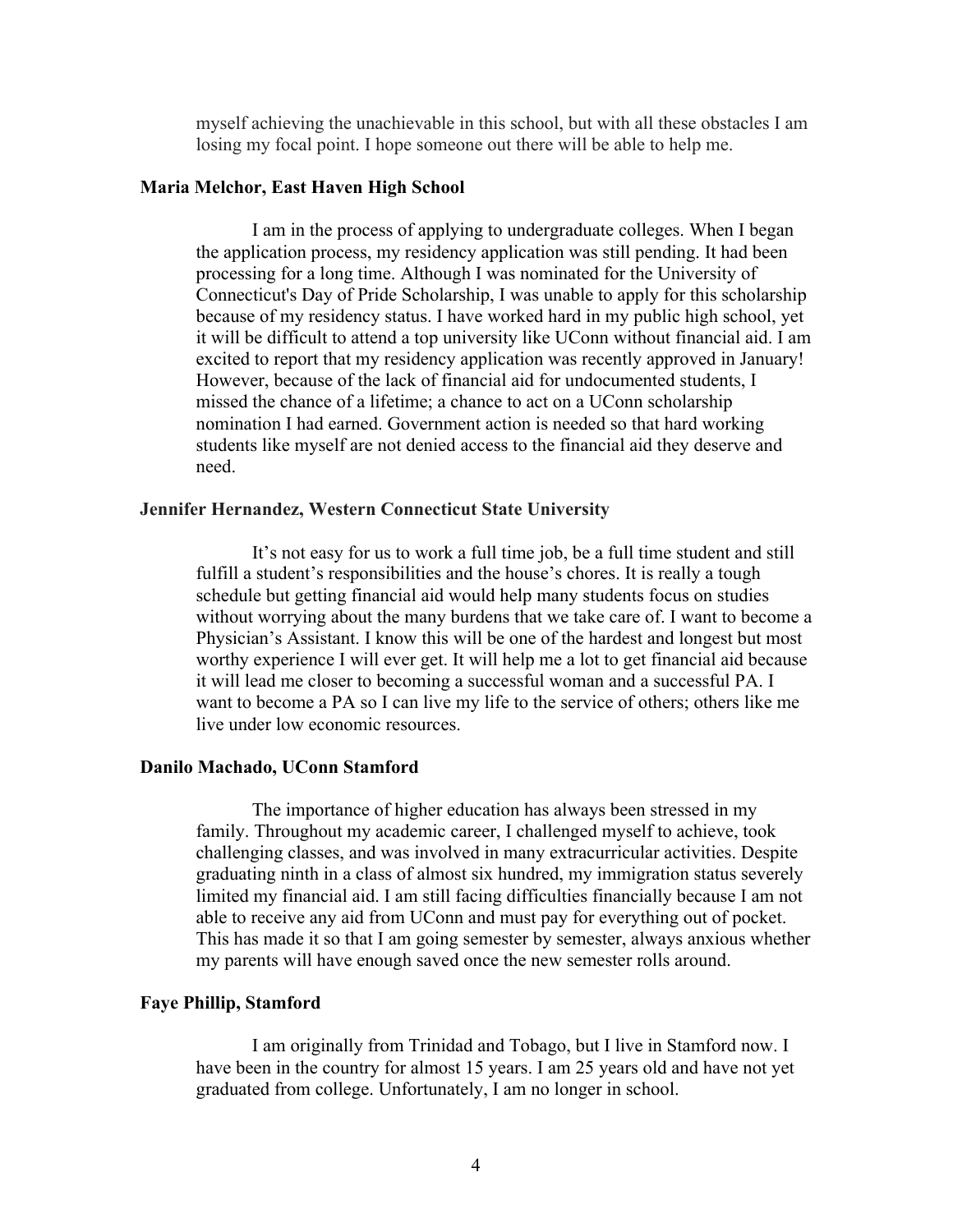myself achieving the unachievable in this school, but with all these obstacles I am losing my focal point. I hope someone out there will be able to help me.

**Maria Melchor, East Haven High School**

I am in the process of applying to undergraduate colleges. When I began the application process, my residency application was still pending. It had been processing for a long time. Although I was nominated for the University of Connecticut's Day of Pride Scholarship, I was unable to apply for this scholarship because of my residency status. I have worked hard in my public high school, yet it will be difficult to attend a top university like UConn without financial aid. I am excited to report that my residency application was recently approved in January! However, because of the lack of financial aid for undocumented students, I missed the chance of a lifetime; a chance to act on a UConn scholarship nomination I had earned. Government action is needed so that hard working students like myself are not denied access to the financial aid they deserve and need.

**Jennifer Hernandez, Western Connecticut State University**

It's not easy for us to work a full time job, be a full time student and still fulfill a student's responsibilities and the house's chores. It is really a tough schedule but getting financial aid would help many students focus on studies without worrying about the many burdens that we take care of. I want to become a Physician's Assistant. I know this will be one of the hardest and longest but most worthy experience I will ever get. It will help me a lot to get financial aid because it will lead me closer to becoming a successful woman and a successful PA. I want to become a PA so I can live my life to the service of others; others like me live under low economic resources.

**Danilo Machado, UConn Stamford**

The importance of higher education has always been stressed in my family. Throughout my academic career, I challenged myself to achieve, took challenging classes, and was involved in many extracurricular activities. Despite graduating ninth in a class of almost six hundred, my immigration status severely limited my financial aid. I am still facing difficulties financially because I am not able to receive any aid from UConn and must pay for everything out of pocket. This has made it so that I am going semester by semester, always anxious whether my parents will have enough saved once the new semester rolls around.

**Faye Phillip, Stamford**

I am originally from Trinidad and Tobago, but I live in Stamford now. I have been in the country for almost 15 years. I am 25 years old and have not yet graduated from college. Unfortunately, I am no longer in school.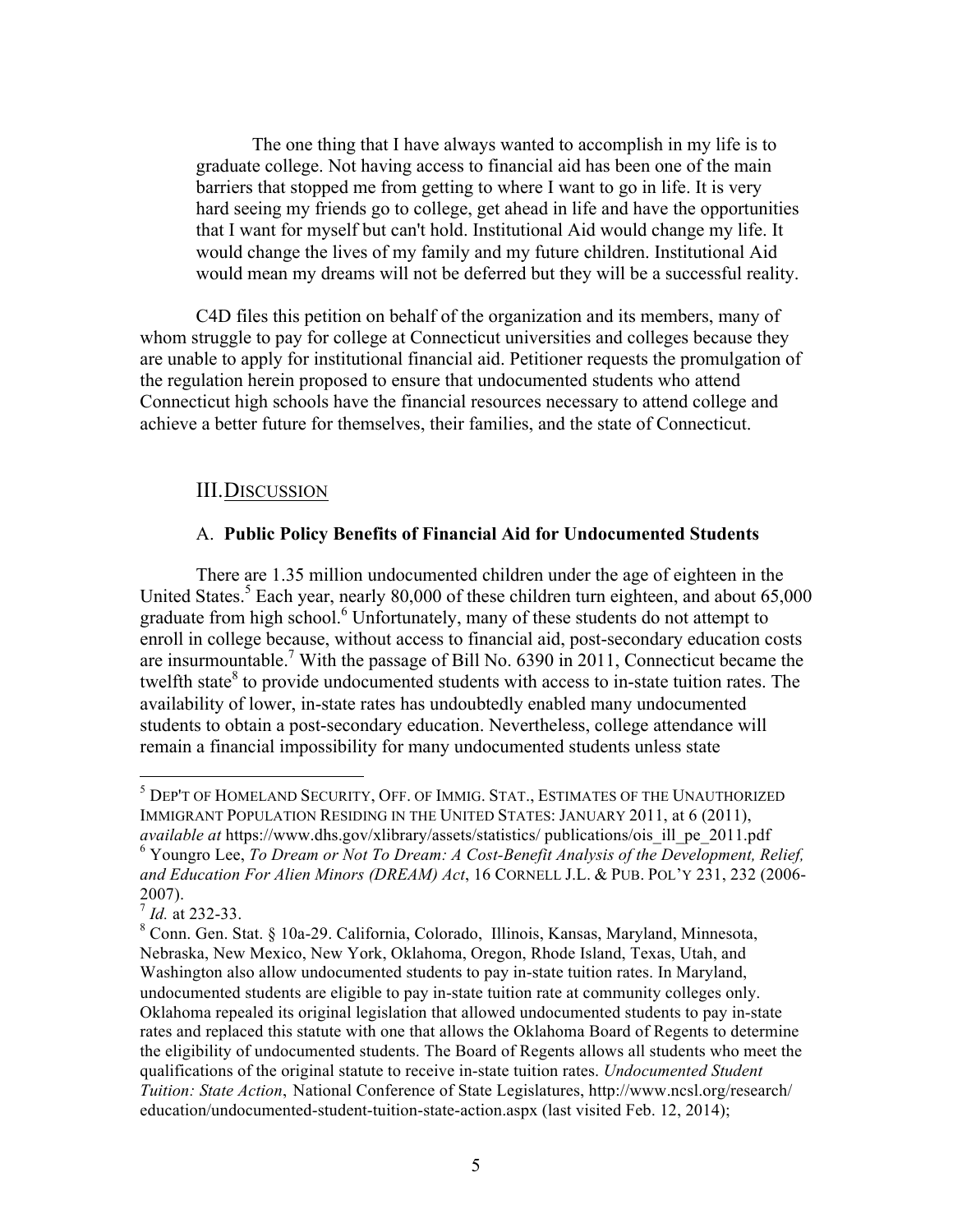> The one thing that I have always wanted to accomplish in my life is to graduate college. Not having access to financial aid has been one of the main barriers that stopped me from getting to where I want to go in life. It is very hard seeing my friends go to college, get ahead in life and have the opportunities that I want for myself but can't hold. Institutional Aid would change my life. It would change the lives of my family and my future children. Institutional Aid would mean my dreams will not be deferred but they will be a successful reality.

C4D files this petition on behalf of the organization and its members, many of whom struggle to pay for college at Connecticut universities and colleges because they are unable to apply for institutional financial aid. Petitioner requests the promulgation of the regulation herein proposed to ensure that undocumented students who attend Connecticut high schools have the financial resources necessary to attend college and achieve a better future for themselves, their families, and the state of Connecticut.

## III. Discussion

### A. **Public Policy Benefits of Financial Aid for Undocumented Students**

There are 1.35 million undocumented children under the age of eighteen in the United States.[5] Each year, nearly 80,000 of these children turn eighteen, and about 65,000 graduate from high school.[6] Unfortunately, many of these students do not attempt to enroll in college because, without access to financial aid, post-secondary education costs are insurmountable.[7] With the passage of Bill No. 6390 in 2011, Connecticut became the twelfth state[8] to provide undocumented students with access to in-state tuition rates. The availability of lower, in-state rates has undoubtedly enabled many undocumented students to obtain a post-secondary education. Nevertheless, college attendance will remain a financial impossibility for many undocumented students unless state

---

[5] DEP'T OF HOMELAND SECURITY, OFF. OF IMMIG. STAT., ESTIMATES OF THE UNAUTHORIZED IMMIGRANT POPULATION RESIDING IN THE UNITED STATES: JANUARY 2011, at 6 (2011), *available at* https://www.dhs.gov/xlibrary/assets/statistics/ publications/ois_ill_pe_2011.pdf

[6] Youngro Lee, *To Dream or Not To Dream: A Cost-Benefit Analysis of the Development, Relief, and Education For Alien Minors (DREAM) Act*, 16 CORNELL J.L. & PUB. POL'Y 231, 232 (2006-2007).

[7] *Id.* at 232-33.

[8] Conn. Gen. Stat. § 10a-29. California, Colorado, Illinois, Kansas, Maryland, Minnesota, Nebraska, New Mexico, New York, Oklahoma, Oregon, Rhode Island, Texas, Utah, and Washington also allow undocumented students to pay in-state tuition rates. In Maryland, undocumented students are eligible to pay in-state tuition rate at community colleges only. Oklahoma repealed its original legislation that allowed undocumented students to pay in-state rates and replaced this statute with one that allows the Oklahoma Board of Regents to determine the eligibility of undocumented students. The Board of Regents allows all students who meet the qualifications of the original statute to receive in-state tuition rates. *Undocumented Student Tuition: State Action*, National Conference of State Legislatures, http://www.ncsl.org/research/ education/undocumented-student-tuition-state-action.aspx (last visited Feb. 12, 2014);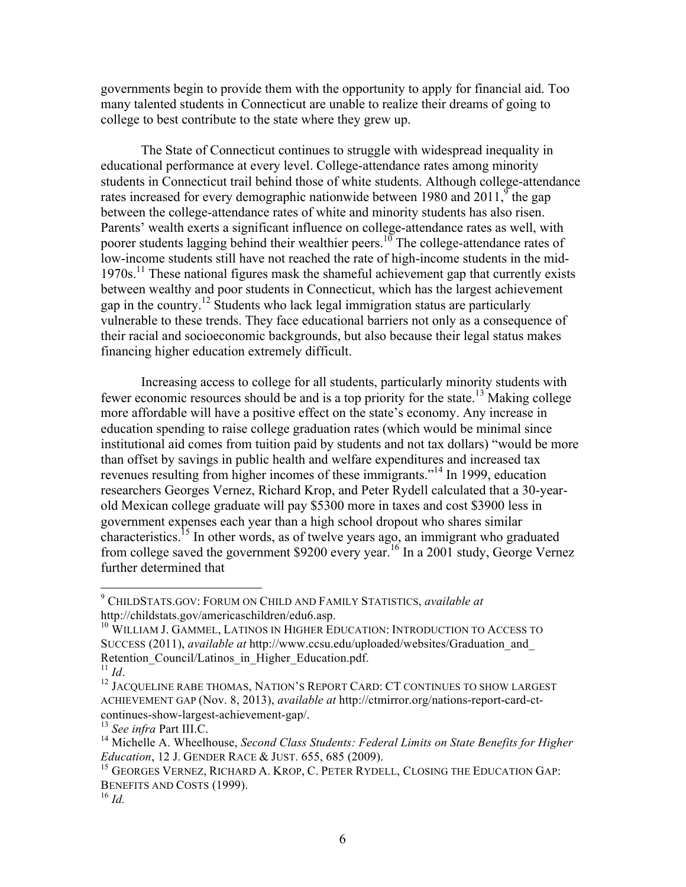governments begin to provide them with the opportunity to apply for financial aid. Too many talented students in Connecticut are unable to realize their dreams of going to college to best contribute to the state where they grew up.

The State of Connecticut continues to struggle with widespread inequality in educational performance at every level. College-attendance rates among minority students in Connecticut trail behind those of white students. Although college-attendance rates increased for every demographic nationwide between 1980 and 2011,[9] the gap between the college-attendance rates of white and minority students has also risen. Parents' wealth exerts a significant influence on college-attendance rates as well, with poorer students lagging behind their wealthier peers.[10] The college-attendance rates of low-income students still have not reached the rate of high-income students in the mid-1970s.[11] These national figures mask the shameful achievement gap that currently exists between wealthy and poor students in Connecticut, which has the largest achievement gap in the country.[12] Students who lack legal immigration status are particularly vulnerable to these trends. They face educational barriers not only as a consequence of their racial and socioeconomic backgrounds, but also because their legal status makes financing higher education extremely difficult.

Increasing access to college for all students, particularly minority students with fewer economic resources should be and is a top priority for the state.[13] Making college more affordable will have a positive effect on the state's economy. Any increase in education spending to raise college graduation rates (which would be minimal since institutional aid comes from tuition paid by students and not tax dollars) "would be more than offset by savings in public health and welfare expenditures and increased tax revenues resulting from higher incomes of these immigrants."[14] In 1999, education researchers Georges Vernez, Richard Krop, and Peter Rydell calculated that a 30-year-old Mexican college graduate will pay $5300 more in taxes and cost $3900 less in government expenses each year than a high school dropout who shares similar characteristics.[15] In other words, as of twelve years ago, an immigrant who graduated from college saved the government $9200 every year.[16] In a 2001 study, George Vernez further determined that

---

[9] CHILDSTATS.GOV: FORUM ON CHILD AND FAMILY STATISTICS, *available at* http://childstats.gov/americaschildren/edu6.asp.

[10] WILLIAM J. GAMMEL, LATINOS IN HIGHER EDUCATION: INTRODUCTION TO ACCESS TO SUCCESS (2011), *available at* http://www.ccsu.edu/uploaded/websites/Graduation_and_Retention_Council/Latinos_in_Higher_Education.pdf.

[11] *Id*.

[12] JACQUELINE RABE THOMAS, NATION'S REPORT CARD: CT CONTINUES TO SHOW LARGEST ACHIEVEMENT GAP (Nov. 8, 2013), *available at* http://ctmirror.org/nations-report-card-ct-continues-show-largest-achievement-gap/.

[13] *See infra* Part III.C.

[14] Michelle A. Wheelhouse, *Second Class Students: Federal Limits on State Benefits for Higher Education*, 12 J. GENDER RACE & JUST. 655, 685 (2009).

[15] GEORGES VERNEZ, RICHARD A. KROP, C. PETER RYDELL, CLOSING THE EDUCATION GAP: BENEFITS AND COSTS (1999).

[16] *Id.*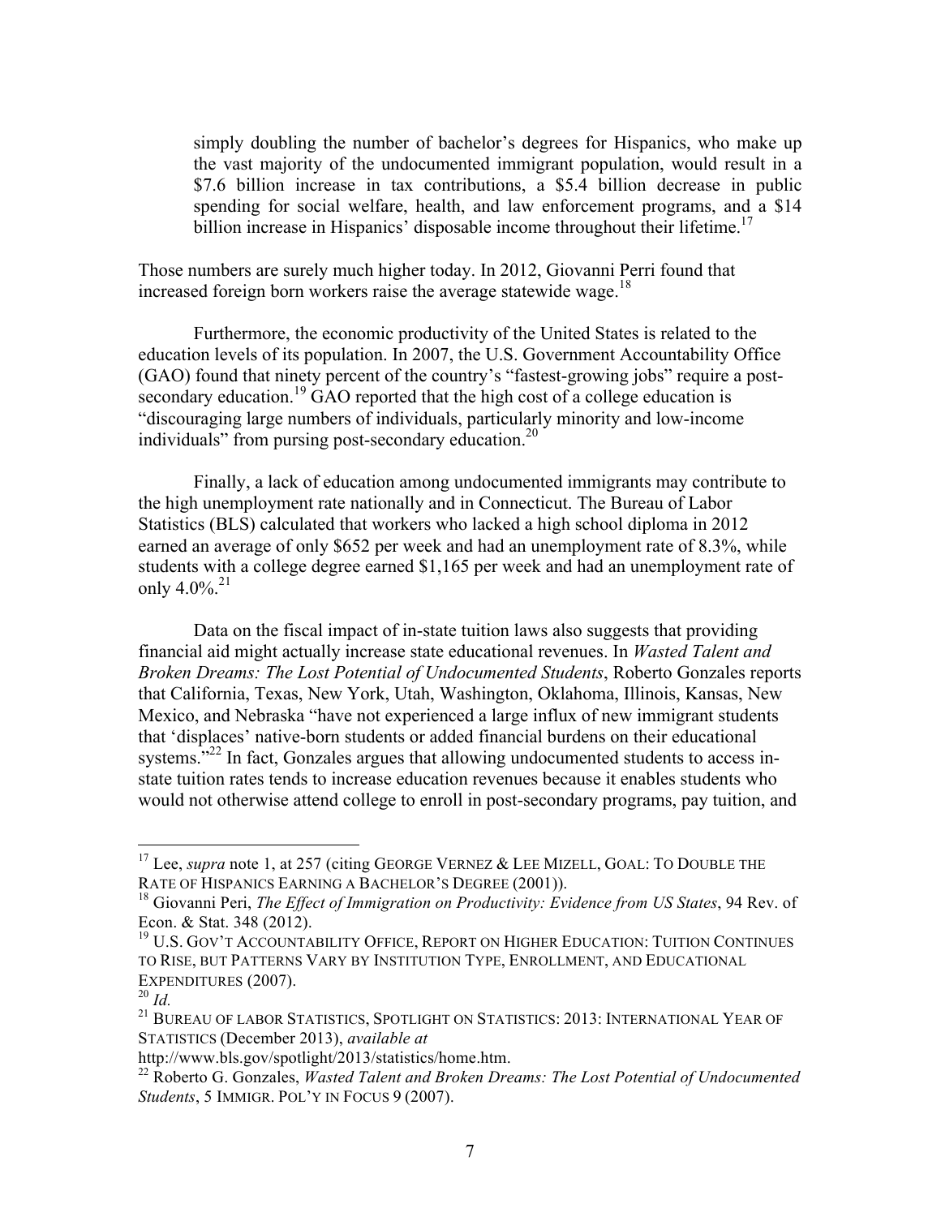> simply doubling the number of bachelor's degrees for Hispanics, who make up the vast majority of the undocumented immigrant population, would result in a \$7.6 billion increase in tax contributions, a \$5.4 billion decrease in public spending for social welfare, health, and law enforcement programs, and a \$14 billion increase in Hispanics' disposable income throughout their lifetime.[17]

Those numbers are surely much higher today. In 2012, Giovanni Perri found that increased foreign born workers raise the average statewide wage.[18]

Furthermore, the economic productivity of the United States is related to the education levels of its population. In 2007, the U.S. Government Accountability Office (GAO) found that ninety percent of the country's "fastest-growing jobs" require a post-secondary education.[19] GAO reported that the high cost of a college education is "discouraging large numbers of individuals, particularly minority and low-income individuals" from pursing post-secondary education.[20]

Finally, a lack of education among undocumented immigrants may contribute to the high unemployment rate nationally and in Connecticut. The Bureau of Labor Statistics (BLS) calculated that workers who lacked a high school diploma in 2012 earned an average of only \$652 per week and had an unemployment rate of 8.3%, while students with a college degree earned \$1,165 per week and had an unemployment rate of only 4.0%.[21]

Data on the fiscal impact of in-state tuition laws also suggests that providing financial aid might actually increase state educational revenues. In *Wasted Talent and Broken Dreams: The Lost Potential of Undocumented Students*, Roberto Gonzales reports that California, Texas, New York, Utah, Washington, Oklahoma, Illinois, Kansas, New Mexico, and Nebraska "have not experienced a large influx of new immigrant students that 'displaces' native-born students or added financial burdens on their educational systems."[22] In fact, Gonzales argues that allowing undocumented students to access in-state tuition rates tends to increase education revenues because it enables students who would not otherwise attend college to enroll in post-secondary programs, pay tuition, and

---

[17] Lee, *supra* note 1, at 257 (citing GEORGE VERNEZ & LEE MIZELL, GOAL: TO DOUBLE THE RATE OF HISPANICS EARNING A BACHELOR'S DEGREE (2001)).

[18] Giovanni Peri, *The Effect of Immigration on Productivity: Evidence from US States*, 94 Rev. of Econ. & Stat. 348 (2012).

[19] U.S. GOV'T ACCOUNTABILITY OFFICE, REPORT ON HIGHER EDUCATION: TUITION CONTINUES TO RISE, BUT PATTERNS VARY BY INSTITUTION TYPE, ENROLLMENT, AND EDUCATIONAL EXPENDITURES (2007).

[20] *Id.*

[21] BUREAU OF LABOR STATISTICS, SPOTLIGHT ON STATISTICS: 2013: INTERNATIONAL YEAR OF STATISTICS (December 2013), *available at* http://www.bls.gov/spotlight/2013/statistics/home.htm.

[22] Roberto G. Gonzales, *Wasted Talent and Broken Dreams: The Lost Potential of Undocumented Students*, 5 IMMIGR. POL'Y IN FOCUS 9 (2007).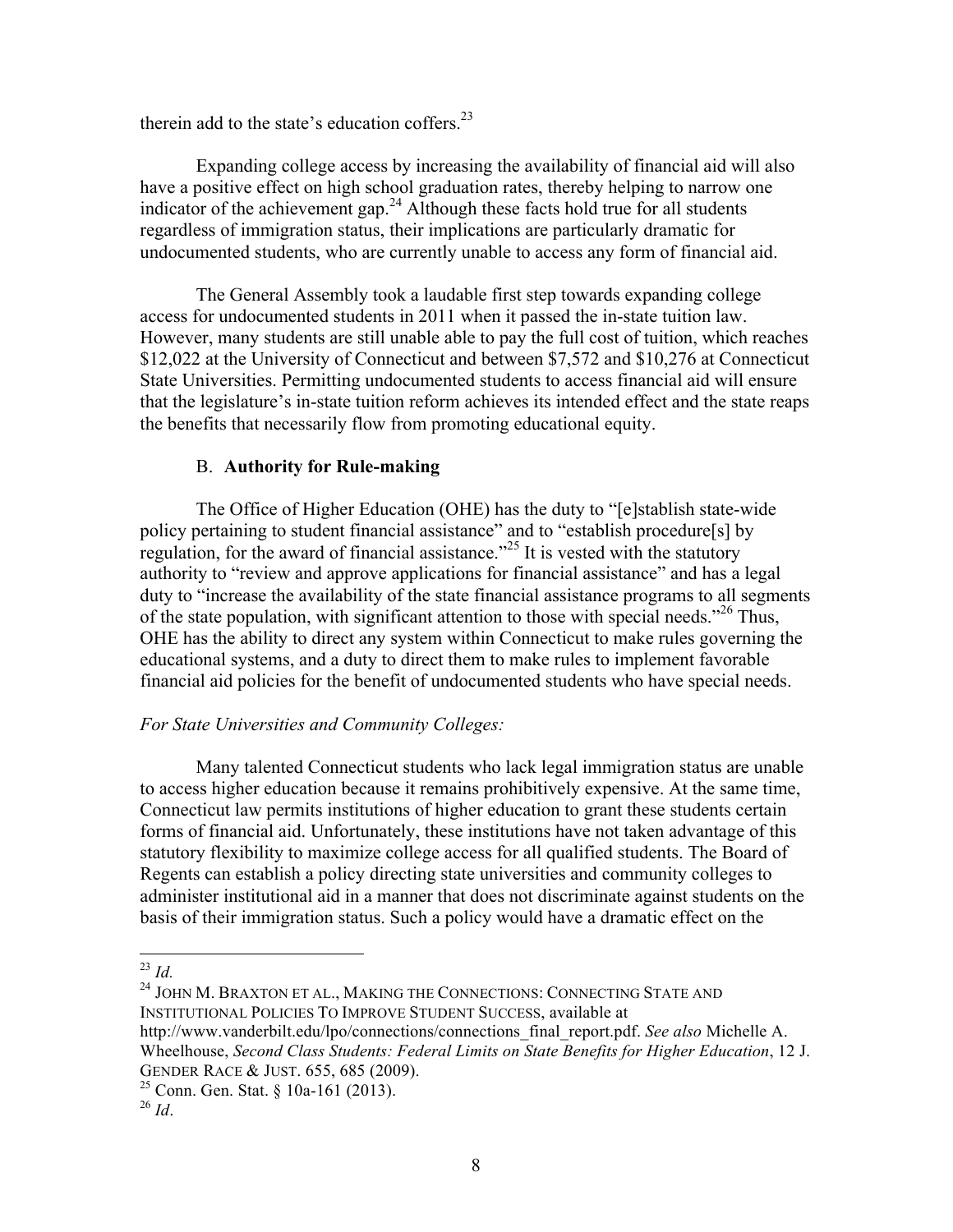therein add to the state's education coffers.[23]

Expanding college access by increasing the availability of financial aid will also have a positive effect on high school graduation rates, thereby helping to narrow one indicator of the achievement gap.[24] Although these facts hold true for all students regardless of immigration status, their implications are particularly dramatic for undocumented students, who are currently unable to access any form of financial aid.

The General Assembly took a laudable first step towards expanding college access for undocumented students in 2011 when it passed the in-state tuition law. However, many students are still unable able to pay the full cost of tuition, which reaches $12,022 at the University of Connecticut and between $7,572 and $10,276 at Connecticut State Universities. Permitting undocumented students to access financial aid will ensure that the legislature's in-state tuition reform achieves its intended effect and the state reaps the benefits that necessarily flow from promoting educational equity.

### B. **Authority for Rule-making**

The Office of Higher Education (OHE) has the duty to "[e]stablish state-wide policy pertaining to student financial assistance" and to "establish procedure[s] by regulation, for the award of financial assistance."[25] It is vested with the statutory authority to "review and approve applications for financial assistance" and has a legal duty to "increase the availability of the state financial assistance programs to all segments of the state population, with significant attention to those with special needs."[26] Thus, OHE has the ability to direct any system within Connecticut to make rules governing the educational systems, and a duty to direct them to make rules to implement favorable financial aid policies for the benefit of undocumented students who have special needs.

*For State Universities and Community Colleges:*

Many talented Connecticut students who lack legal immigration status are unable to access higher education because it remains prohibitively expensive. At the same time, Connecticut law permits institutions of higher education to grant these students certain forms of financial aid. Unfortunately, these institutions have not taken advantage of this statutory flexibility to maximize college access for all qualified students. The Board of Regents can establish a policy directing state universities and community colleges to administer institutional aid in a manner that does not discriminate against students on the basis of their immigration status. Such a policy would have a dramatic effect on the

---

[23] *Id.*

[24] JOHN M. BRAXTON ET AL., MAKING THE CONNECTIONS: CONNECTING STATE AND INSTITUTIONAL POLICIES TO IMPROVE STUDENT SUCCESS, available at http://www.vanderbilt.edu/lpo/connections/connections_final_report.pdf. *See also* Michelle A. Wheelhouse, *Second Class Students: Federal Limits on State Benefits for Higher Education*, 12 J. GENDER RACE & JUST. 655, 685 (2009).

[25] Conn. Gen. Stat. § 10a-161 (2013).

[26] *Id*.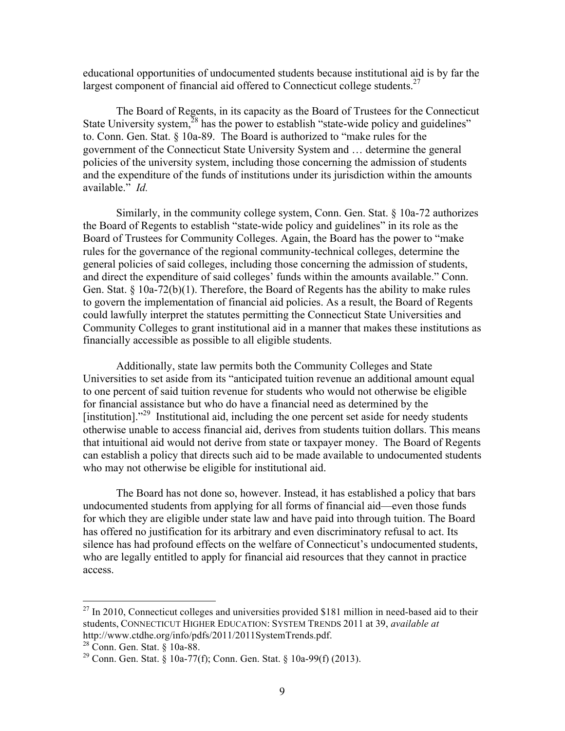educational opportunities of undocumented students because institutional aid is by far the largest component of financial aid offered to Connecticut college students.[27]

The Board of Regents, in its capacity as the Board of Trustees for the Connecticut State University system,[28] has the power to establish "state-wide policy and guidelines" to. Conn. Gen. Stat. § 10a-89. The Board is authorized to "make rules for the government of the Connecticut State University System and … determine the general policies of the university system, including those concerning the admission of students and the expenditure of the funds of institutions under its jurisdiction within the amounts available." *Id.*

Similarly, in the community college system, Conn. Gen. Stat. § 10a-72 authorizes the Board of Regents to establish "state-wide policy and guidelines" in its role as the Board of Trustees for Community Colleges. Again, the Board has the power to "make rules for the governance of the regional community-technical colleges, determine the general policies of said colleges, including those concerning the admission of students, and direct the expenditure of said colleges' funds within the amounts available." Conn. Gen. Stat. § 10a-72(b)(1). Therefore, the Board of Regents has the ability to make rules to govern the implementation of financial aid policies. As a result, the Board of Regents could lawfully interpret the statutes permitting the Connecticut State Universities and Community Colleges to grant institutional aid in a manner that makes these institutions as financially accessible as possible to all eligible students.

Additionally, state law permits both the Community Colleges and State Universities to set aside from its "anticipated tuition revenue an additional amount equal to one percent of said tuition revenue for students who would not otherwise be eligible for financial assistance but who do have a financial need as determined by the [institution]."[29] Institutional aid, including the one percent set aside for needy students otherwise unable to access financial aid, derives from students tuition dollars. This means that intuitional aid would not derive from state or taxpayer money. The Board of Regents can establish a policy that directs such aid to be made available to undocumented students who may not otherwise be eligible for institutional aid.

The Board has not done so, however. Instead, it has established a policy that bars undocumented students from applying for all forms of financial aid—even those funds for which they are eligible under state law and have paid into through tuition. The Board has offered no justification for its arbitrary and even discriminatory refusal to act. Its silence has had profound effects on the welfare of Connecticut's undocumented students, who are legally entitled to apply for financial aid resources that they cannot in practice access.

---

[27] In 2010, Connecticut colleges and universities provided $181 million in need-based aid to their students, CONNECTICUT HIGHER EDUCATION: SYSTEM TRENDS 2011 at 39, *available at* http://www.ctdhe.org/info/pdfs/2011/2011SystemTrends.pdf.

[28] Conn. Gen. Stat. § 10a-88.

[29] Conn. Gen. Stat. § 10a-77(f); Conn. Gen. Stat. § 10a-99(f) (2013).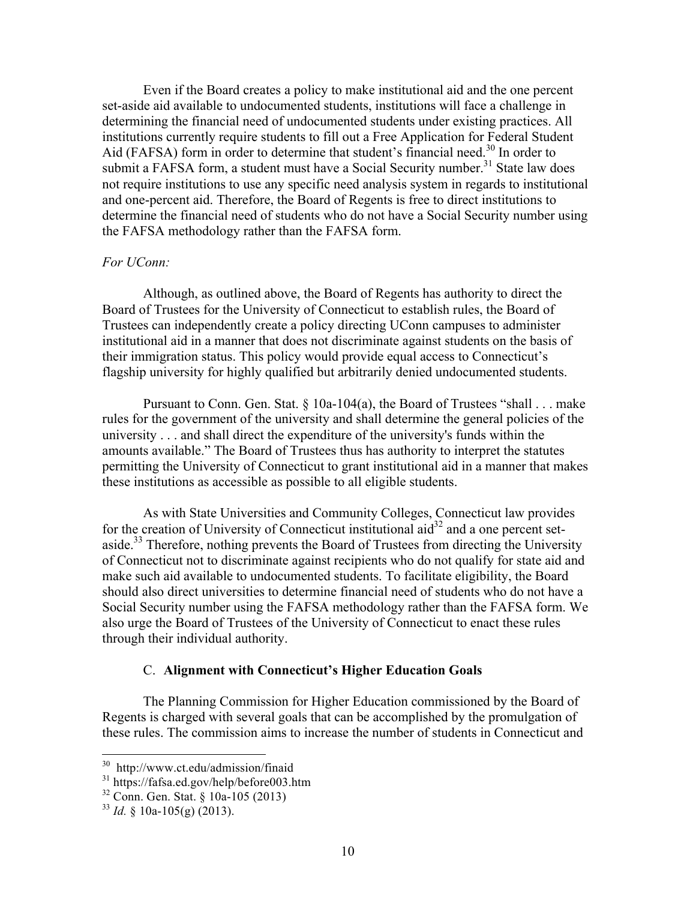Even if the Board creates a policy to make institutional aid and the one percent set-aside aid available to undocumented students, institutions will face a challenge in determining the financial need of undocumented students under existing practices. All institutions currently require students to fill out a Free Application for Federal Student Aid (FAFSA) form in order to determine that student's financial need.[30] In order to submit a FAFSA form, a student must have a Social Security number.[31] State law does not require institutions to use any specific need analysis system in regards to institutional and one-percent aid. Therefore, the Board of Regents is free to direct institutions to determine the financial need of students who do not have a Social Security number using the FAFSA methodology rather than the FAFSA form.

*For UConn:*

Although, as outlined above, the Board of Regents has authority to direct the Board of Trustees for the University of Connecticut to establish rules, the Board of Trustees can independently create a policy directing UConn campuses to administer institutional aid in a manner that does not discriminate against students on the basis of their immigration status. This policy would provide equal access to Connecticut's flagship university for highly qualified but arbitrarily denied undocumented students.

Pursuant to Conn. Gen. Stat. § 10a-104(a), the Board of Trustees "shall . . . make rules for the government of the university and shall determine the general policies of the university . . . and shall direct the expenditure of the university's funds within the amounts available." The Board of Trustees thus has authority to interpret the statutes permitting the University of Connecticut to grant institutional aid in a manner that makes these institutions as accessible as possible to all eligible students.

As with State Universities and Community Colleges, Connecticut law provides for the creation of University of Connecticut institutional aid[32] and a one percent set-aside.[33] Therefore, nothing prevents the Board of Trustees from directing the University of Connecticut not to discriminate against recipients who do not qualify for state aid and make such aid available to undocumented students. To facilitate eligibility, the Board should also direct universities to determine financial need of students who do not have a Social Security number using the FAFSA methodology rather than the FAFSA form. We also urge the Board of Trustees of the University of Connecticut to enact these rules through their individual authority.

### C. **Alignment with Connecticut's Higher Education Goals**

The Planning Commission for Higher Education commissioned by the Board of Regents is charged with several goals that can be accomplished by the promulgation of these rules. The commission aims to increase the number of students in Connecticut and

---

[30] http://www.ct.edu/admission/finaid

[31] https://fafsa.ed.gov/help/before003.htm

[32] Conn. Gen. Stat. § 10a-105 (2013)

[33] *Id.* § 10a-105(g) (2013).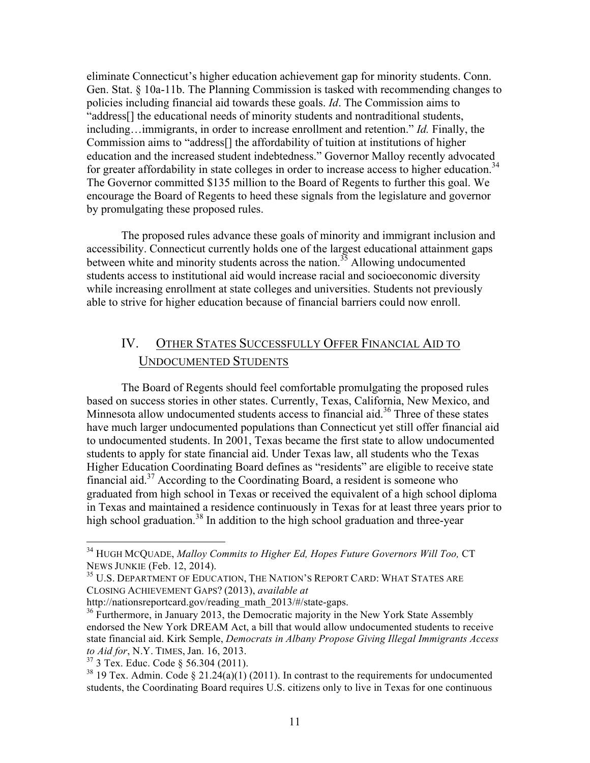eliminate Connecticut's higher education achievement gap for minority students. Conn. Gen. Stat. § 10a-11b. The Planning Commission is tasked with recommending changes to policies including financial aid towards these goals. *Id*. The Commission aims to "address[] the educational needs of minority students and nontraditional students, including…immigrants, in order to increase enrollment and retention." *Id.* Finally, the Commission aims to "address[] the affordability of tuition at institutions of higher education and the increased student indebtedness." Governor Malloy recently advocated for greater affordability in state colleges in order to increase access to higher education.[34] The Governor committed $135 million to the Board of Regents to further this goal. We encourage the Board of Regents to heed these signals from the legislature and governor by promulgating these proposed rules.

The proposed rules advance these goals of minority and immigrant inclusion and accessibility. Connecticut currently holds one of the largest educational attainment gaps between white and minority students across the nation.[35] Allowing undocumented students access to institutional aid would increase racial and socioeconomic diversity while increasing enrollment at state colleges and universities. Students not previously able to strive for higher education because of financial barriers could now enroll.

## IV. OTHER STATES SUCCESSFULLY OFFER FINANCIAL AID TO UNDOCUMENTED STUDENTS

The Board of Regents should feel comfortable promulgating the proposed rules based on success stories in other states. Currently, Texas, California, New Mexico, and Minnesota allow undocumented students access to financial aid.[36] Three of these states have much larger undocumented populations than Connecticut yet still offer financial aid to undocumented students. In 2001, Texas became the first state to allow undocumented students to apply for state financial aid. Under Texas law, all students who the Texas Higher Education Coordinating Board defines as "residents" are eligible to receive state financial aid.[37] According to the Coordinating Board, a resident is someone who graduated from high school in Texas or received the equivalent of a high school diploma in Texas and maintained a residence continuously in Texas for at least three years prior to high school graduation.[38] In addition to the high school graduation and three-year

---

[34] HUGH MCQUADE, *Malloy Commits to Higher Ed, Hopes Future Governors Will Too,* CT NEWS JUNKIE (Feb. 12, 2014).

[35] U.S. DEPARTMENT OF EDUCATION, THE NATION'S REPORT CARD: WHAT STATES ARE CLOSING ACHIEVEMENT GAPS? (2013), *available at* http://nationsreportcard.gov/reading_math_2013/#/state-gaps.

[36] Furthermore, in January 2013, the Democratic majority in the New York State Assembly endorsed the New York DREAM Act, a bill that would allow undocumented students to receive state financial aid. Kirk Semple, *Democrats in Albany Propose Giving Illegal Immigrants Access to Aid for*, N.Y. TIMES, Jan. 16, 2013.

[37] 3 Tex. Educ. Code § 56.304 (2011).

[38] 19 Tex. Admin. Code § 21.24(a)(1) (2011). In contrast to the requirements for undocumented students, the Coordinating Board requires U.S. citizens only to live in Texas for one continuous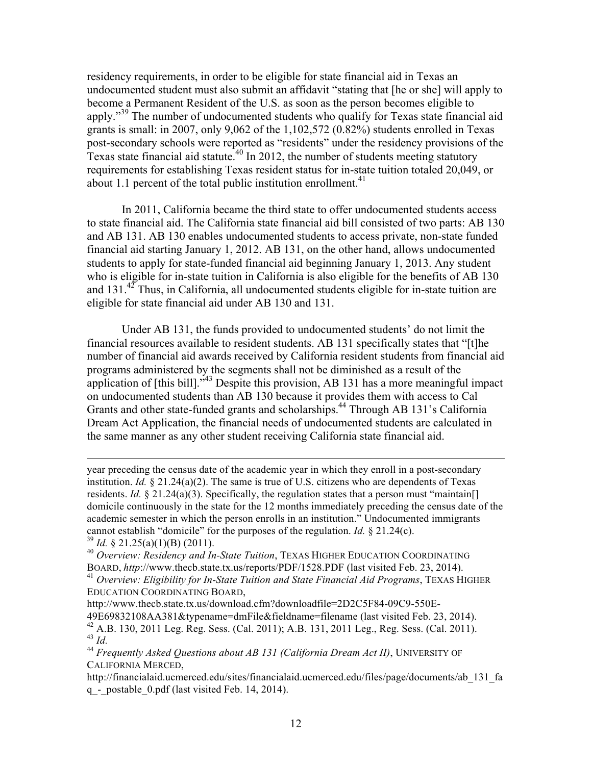residency requirements, in order to be eligible for state financial aid in Texas an undocumented student must also submit an affidavit "stating that [he or she] will apply to become a Permanent Resident of the U.S. as soon as the person becomes eligible to apply."[39] The number of undocumented students who qualify for Texas state financial aid grants is small: in 2007, only 9,062 of the 1,102,572 (0.82%) students enrolled in Texas post-secondary schools were reported as "residents" under the residency provisions of the Texas state financial aid statute.[40] In 2012, the number of students meeting statutory requirements for establishing Texas resident status for in-state tuition totaled 20,049, or about 1.1 percent of the total public institution enrollment.[41]

In 2011, California became the third state to offer undocumented students access to state financial aid. The California state financial aid bill consisted of two parts: AB 130 and AB 131. AB 130 enables undocumented students to access private, non-state funded financial aid starting January 1, 2012. AB 131, on the other hand, allows undocumented students to apply for state-funded financial aid beginning January 1, 2013. Any student who is eligible for in-state tuition in California is also eligible for the benefits of AB 130 and 131.[42] Thus, in California, all undocumented students eligible for in-state tuition are eligible for state financial aid under AB 130 and 131.

Under AB 131, the funds provided to undocumented students' do not limit the financial resources available to resident students. AB 131 specifically states that "[t]he number of financial aid awards received by California resident students from financial aid programs administered by the segments shall not be diminished as a result of the application of [this bill]."[43] Despite this provision, AB 131 has a more meaningful impact on undocumented students than AB 130 because it provides them with access to Cal Grants and other state-funded grants and scholarships.[44] Through AB 131's California Dream Act Application, the financial needs of undocumented students are calculated in the same manner as any other student receiving California state financial aid.

---

year preceding the census date of the academic year in which they enroll in a post-secondary institution. *Id.* § 21.24(a)(2). The same is true of U.S. citizens who are dependents of Texas residents. *Id.* § 21.24(a)(3). Specifically, the regulation states that a person must "maintain[] domicile continuously in the state for the 12 months immediately preceding the census date of the academic semester in which the person enrolls in an institution." Undocumented immigrants cannot establish "domicile" for the purposes of the regulation. *Id.* § 21.24(c).

[39] *Id.* § 21.25(a)(1)(B) (2011).

[40] *Overview: Residency and In-State Tuition*, TEXAS HIGHER EDUCATION COORDINATING BOARD, *http*://www.thecb.state.tx.us/reports/PDF/1528.PDF (last visited Feb. 23, 2014).

[41] *Overview: Eligibility for In-State Tuition and State Financial Aid Programs*, TEXAS HIGHER EDUCATION COORDINATING BOARD, http://www.thecb.state.tx.us/download.cfm?downloadfile=2D2C5F84-09C9-550E-49E69832108AA381&typename=dmFile&fieldname=filename (last visited Feb. 23, 2014).

[42] A.B. 130, 2011 Leg. Reg. Sess. (Cal. 2011); A.B. 131, 2011 Leg., Reg. Sess. (Cal. 2011).

[43] *Id.*

[44] *Frequently Asked Questions about AB 131 (California Dream Act II)*, UNIVERSITY OF CALIFORNIA MERCED, http://financialaid.ucmerced.edu/sites/financialaid.ucmerced.edu/files/page/documents/ab_131_faq_-_postable_0.pdf (last visited Feb. 14, 2014).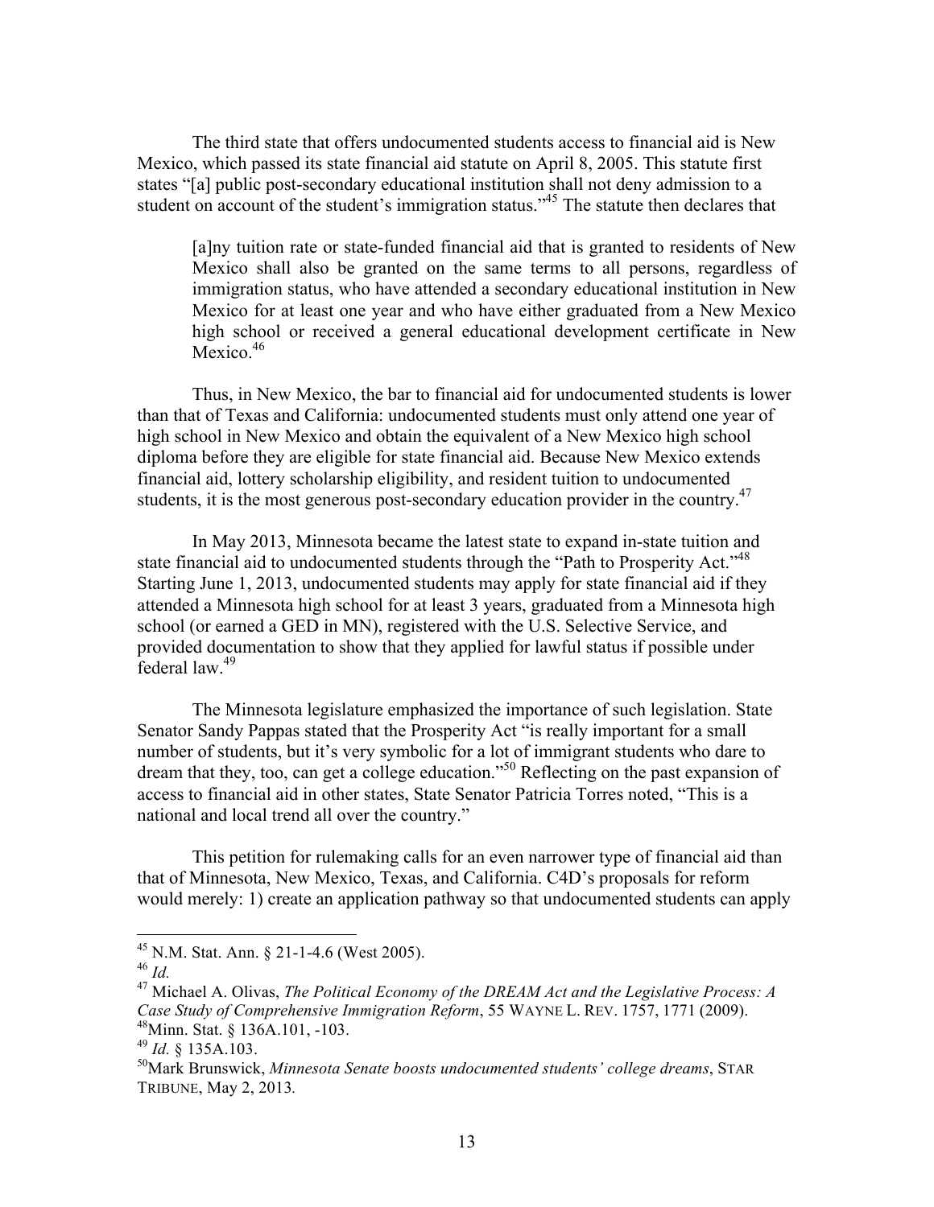The third state that offers undocumented students access to financial aid is New Mexico, which passed its state financial aid statute on April 8, 2005. This statute first states "[a] public post-secondary educational institution shall not deny admission to a student on account of the student's immigration status."[45] The statute then declares that

> [a]ny tuition rate or state-funded financial aid that is granted to residents of New Mexico shall also be granted on the same terms to all persons, regardless of immigration status, who have attended a secondary educational institution in New Mexico for at least one year and who have either graduated from a New Mexico high school or received a general educational development certificate in New Mexico.[46]

Thus, in New Mexico, the bar to financial aid for undocumented students is lower than that of Texas and California: undocumented students must only attend one year of high school in New Mexico and obtain the equivalent of a New Mexico high school diploma before they are eligible for state financial aid. Because New Mexico extends financial aid, lottery scholarship eligibility, and resident tuition to undocumented students, it is the most generous post-secondary education provider in the country.[47]

In May 2013, Minnesota became the latest state to expand in-state tuition and state financial aid to undocumented students through the "Path to Prosperity Act."[48] Starting June 1, 2013, undocumented students may apply for state financial aid if they attended a Minnesota high school for at least 3 years, graduated from a Minnesota high school (or earned a GED in MN), registered with the U.S. Selective Service, and provided documentation to show that they applied for lawful status if possible under federal law.[49]

The Minnesota legislature emphasized the importance of such legislation. State Senator Sandy Pappas stated that the Prosperity Act "is really important for a small number of students, but it's very symbolic for a lot of immigrant students who dare to dream that they, too, can get a college education."[50] Reflecting on the past expansion of access to financial aid in other states, State Senator Patricia Torres noted, "This is a national and local trend all over the country."

This petition for rulemaking calls for an even narrower type of financial aid than that of Minnesota, New Mexico, Texas, and California. C4D's proposals for reform would merely: 1) create an application pathway so that undocumented students can apply

---

[45] N.M. Stat. Ann. § 21-1-4.6 (West 2005).

[46] *Id.*

[47] Michael A. Olivas, *The Political Economy of the DREAM Act and the Legislative Process: A Case Study of Comprehensive Immigration Reform*, 55 WAYNE L. REV. 1757, 1771 (2009).

[48] Minn. Stat. § 136A.101, -103.

[49] *Id.* § 135A.103.

[50] Mark Brunswick, *Minnesota Senate boosts undocumented students' college dreams*, STAR TRIBUNE, May 2, 2013.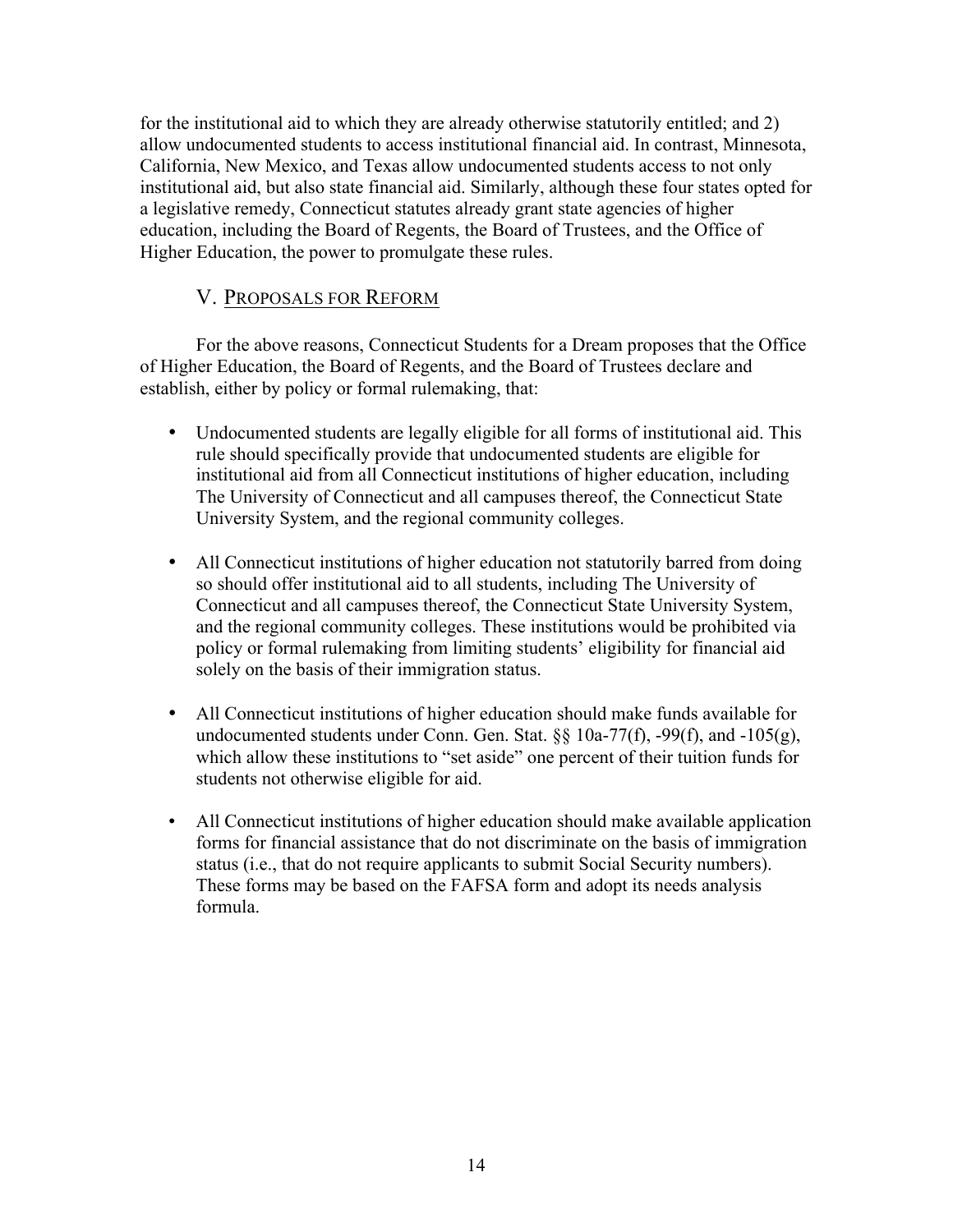for the institutional aid to which they are already otherwise statutorily entitled; and 2) allow undocumented students to access institutional financial aid. In contrast, Minnesota, California, New Mexico, and Texas allow undocumented students access to not only institutional aid, but also state financial aid. Similarly, although these four states opted for a legislative remedy, Connecticut statutes already grant state agencies of higher education, including the Board of Regents, the Board of Trustees, and the Office of Higher Education, the power to promulgate these rules.

## V. PROPOSALS FOR REFORM

For the above reasons, Connecticut Students for a Dream proposes that the Office of Higher Education, the Board of Regents, and the Board of Trustees declare and establish, either by policy or formal rulemaking, that:

- Undocumented students are legally eligible for all forms of institutional aid. This rule should specifically provide that undocumented students are eligible for institutional aid from all Connecticut institutions of higher education, including The University of Connecticut and all campuses thereof, the Connecticut State University System, and the regional community colleges.
- All Connecticut institutions of higher education not statutorily barred from doing so should offer institutional aid to all students, including The University of Connecticut and all campuses thereof, the Connecticut State University System, and the regional community colleges. These institutions would be prohibited via policy or formal rulemaking from limiting students' eligibility for financial aid solely on the basis of their immigration status.
- All Connecticut institutions of higher education should make funds available for undocumented students under Conn. Gen. Stat. §§ 10a-77(f), -99(f), and -105(g), which allow these institutions to "set aside" one percent of their tuition funds for students not otherwise eligible for aid.
- All Connecticut institutions of higher education should make available application forms for financial assistance that do not discriminate on the basis of immigration status (i.e., that do not require applicants to submit Social Security numbers). These forms may be based on the FAFSA form and adopt its needs analysis formula.